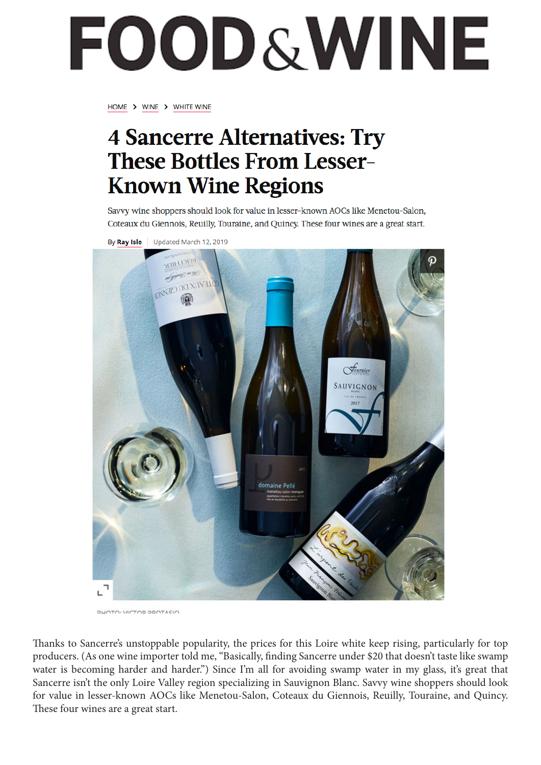# FOOD & WINE

HOME > WINE > WHITE WINE

# 4 Sancerre Alternatives: Try These Bottles From Lesser-Known Wine Regions

Savvy wine shoppers should look for value in lesser-known AOCs like Menetou-Salon, Coteaux du Giennois, Reuilly, Touraine, and Quincy. These four wines are a great start.

By **Ray Isle** | Updated March 12, 2019

PHOTO: VICTOR PROTASIO

Thanks to Sancerre's unstoppable popularity, the prices for this Loire white keep rising, particularly for top producers. (As one wine importer told me, "Basically, finding Sancerre under $20 that doesn't taste like swamp water is becoming harder and harder.") Since I'm all for avoiding swamp water in my glass, it's great that Sancerre isn't the only Loire Valley region specializing in Sauvignon Blanc. Savvy wine shoppers should look for value in lesser-known AOCs like Menetou-Salon, Coteaux du Giennois, Reuilly, Touraine, and Quincy. These four wines are a great start.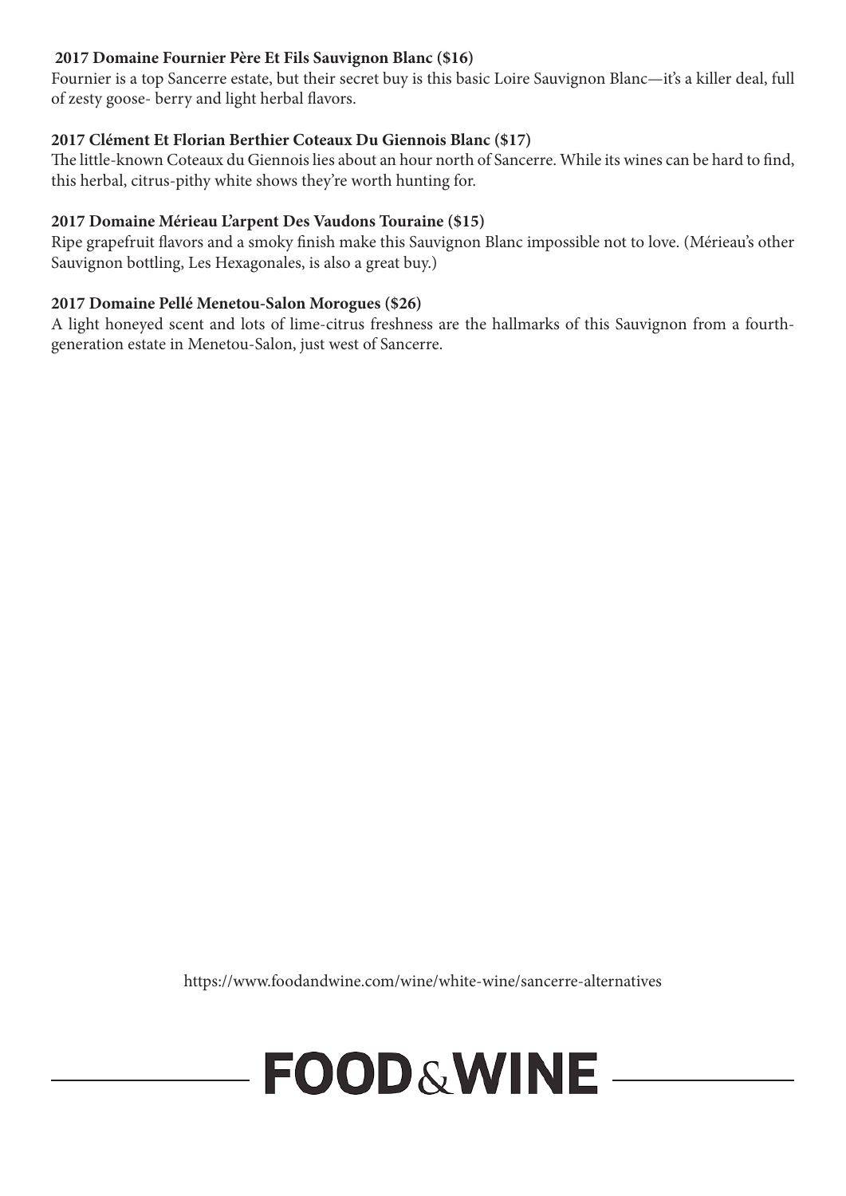**2017 Domaine Fournier Père Et Fils Sauvignon Blanc ($16)**

Fournier is a top Sancerre estate, but their secret buy is this basic Loire Sauvignon Blanc—it's a killer deal, full of zesty goose- berry and light herbal flavors.

**2017 Clément Et Florian Berthier Coteaux Du Giennois Blanc ($17)**

The little-known Coteaux du Giennois lies about an hour north of Sancerre. While its wines can be hard to find, this herbal, citrus-pithy white shows they're worth hunting for.

**2017 Domaine Mérieau L'arpent Des Vaudons Touraine ($15)**

Ripe grapefruit flavors and a smoky finish make this Sauvignon Blanc impossible not to love. (Mérieau's other Sauvignon bottling, Les Hexagonales, is also a great buy.)

**2017 Domaine Pellé Menetou-Salon Morogues ($26)**

A light honeyed scent and lots of lime-citrus freshness are the hallmarks of this Sauvignon from a fourth-generation estate in Menetou-Salon, just west of Sancerre.

https://www.foodandwine.com/wine/white-wine/sancerre-alternatives

FOOD&WINE